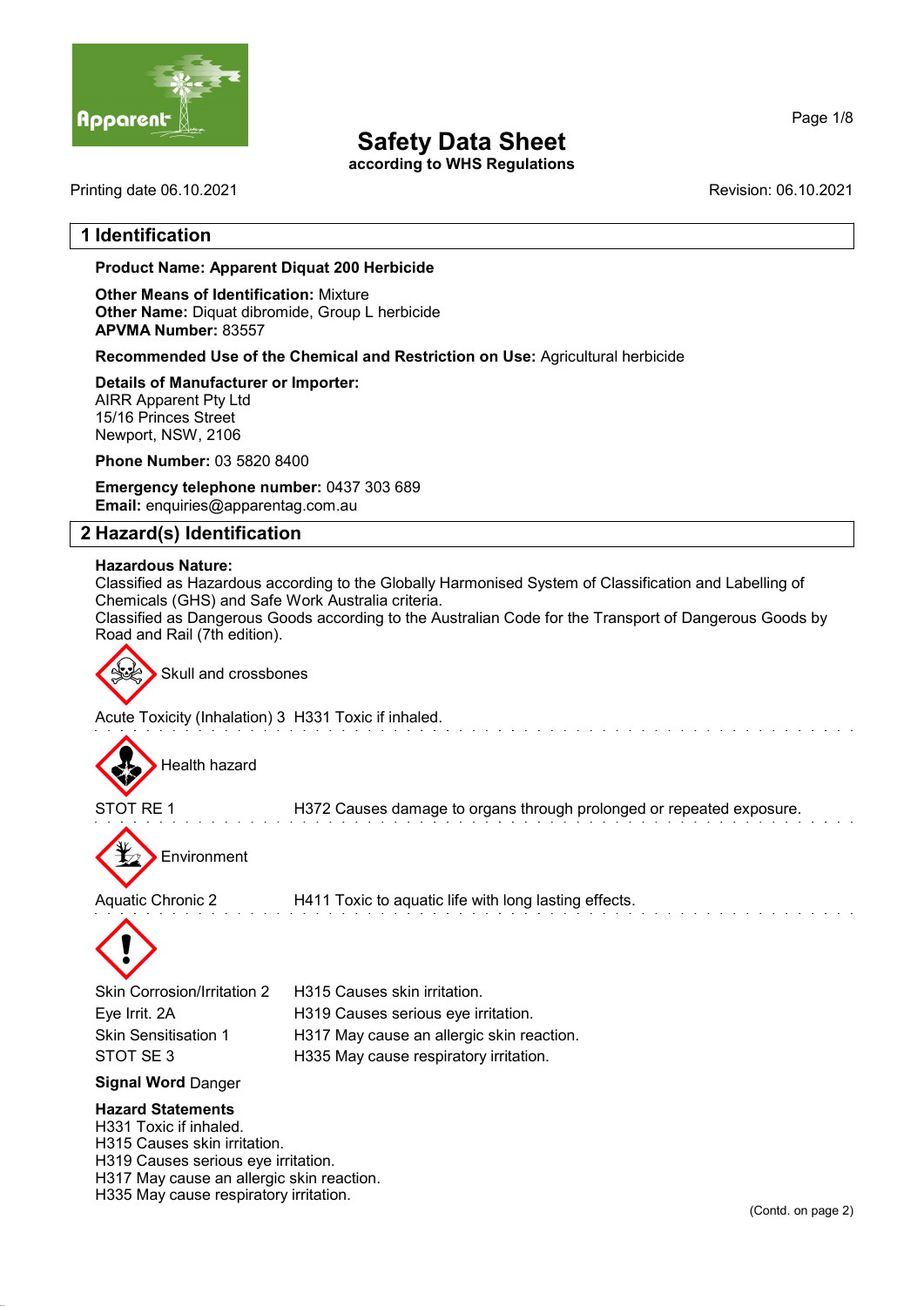# Safety Data Sheet

**according to WHS Regulations**

Printing date 06.10.2021

Revision: 06.10.2021

## 1 Identification

**Product Name: Apparent Diquat 200 Herbicide**

**Other Means of Identification:** Mixture
**Other Name:** Diquat dibromide, Group L herbicide
**APVMA Number:** 83557

**Recommended Use of the Chemical and Restriction on Use:** Agricultural herbicide

**Details of Manufacturer or Importer:**
AIRR Apparent Pty Ltd
15/16 Princes Street
Newport, NSW, 2106

**Phone Number:** 03 5820 8400

**Emergency telephone number:** 0437 303 689
**Email:** enquiries@apparentag.com.au

## 2 Hazard(s) Identification

**Hazardous Nature:**
Classified as Hazardous according to the Globally Harmonised System of Classification and Labelling of Chemicals (GHS) and Safe Work Australia criteria.
Classified as Dangerous Goods according to the Australian Code for the Transport of Dangerous Goods by Road and Rail (7th edition).

Skull and crossbones

Acute Toxicity (Inhalation) 3 H331 Toxic if inhaled.

Health hazard

STOT RE 1 H372 Causes damage to organs through prolonged or repeated exposure.

Environment

Aquatic Chronic 2 H411 Toxic to aquatic life with long lasting effects.

| | |
|---|---|
| Skin Corrosion/Irritation 2 | H315 Causes skin irritation. |
| Eye Irrit. 2A | H319 Causes serious eye irritation. |
| Skin Sensitisation 1 | H317 May cause an allergic skin reaction. |
| STOT SE 3 | H335 May cause respiratory irritation. |

**Signal Word** Danger

**Hazard Statements**
H331 Toxic if inhaled.
H315 Causes skin irritation.
H319 Causes serious eye irritation.
H317 May cause an allergic skin reaction.
H335 May cause respiratory irritation.

(Contd. on page 2)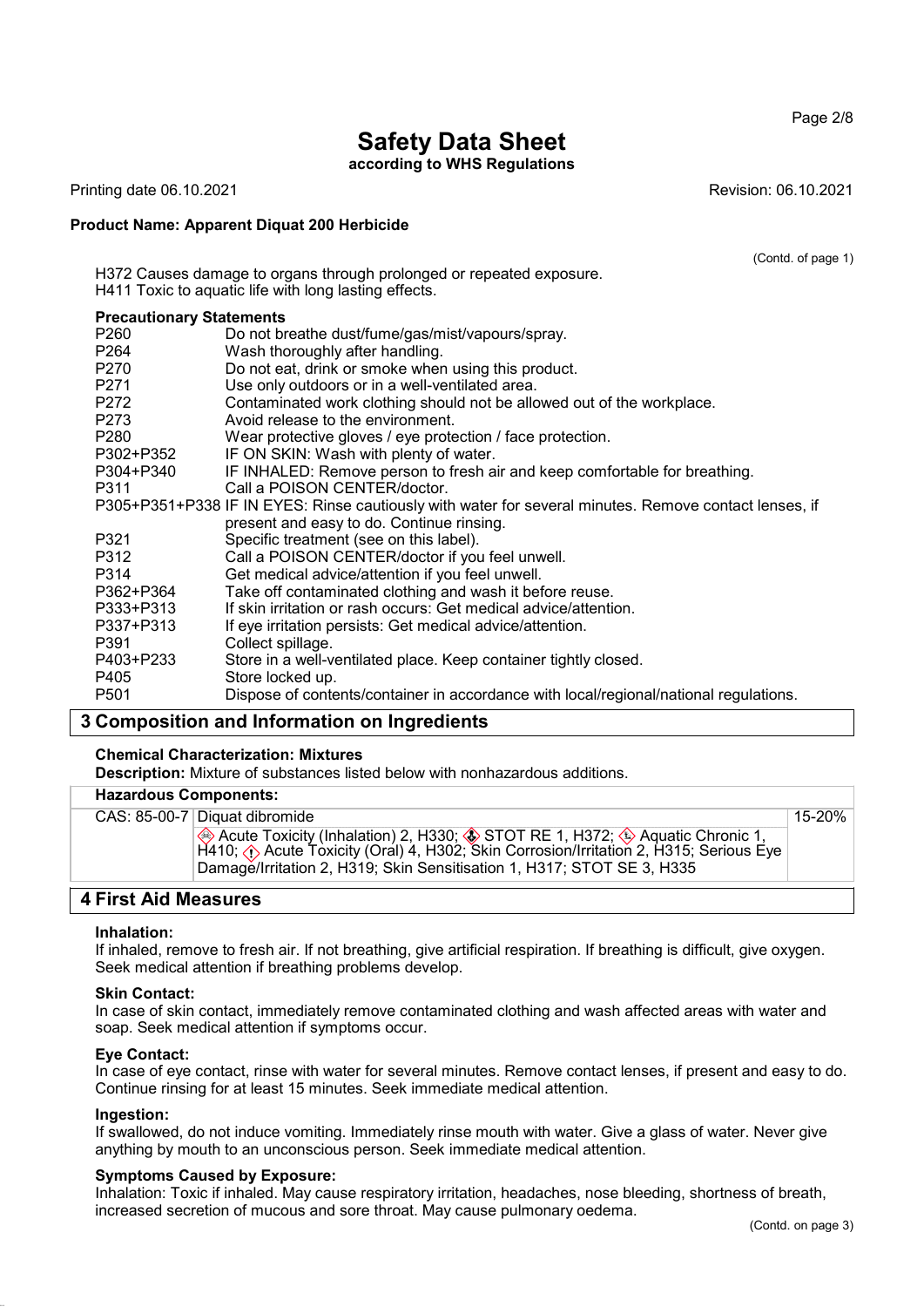H372 Causes damage to organs through prolonged or repeated exposure.
H411 Toxic to aquatic life with long lasting effects.

**Precautionary Statements**

| | |
|---|---|
| P260 | Do not breathe dust/fume/gas/mist/vapours/spray. |
| P264 | Wash thoroughly after handling. |
| P270 | Do not eat, drink or smoke when using this product. |
| P271 | Use only outdoors or in a well-ventilated area. |
| P272 | Contaminated work clothing should not be allowed out of the workplace. |
| P273 | Avoid release to the environment. |
| P280 | Wear protective gloves / eye protection / face protection. |
| P302+P352 | IF ON SKIN: Wash with plenty of water. |
| P304+P340 | IF INHALED: Remove person to fresh air and keep comfortable for breathing. |
| P311 | Call a POISON CENTER/doctor. |
| P305+P351+P338 | IF IN EYES: Rinse cautiously with water for several minutes. Remove contact lenses, if present and easy to do. Continue rinsing. |
| P321 | Specific treatment (see on this label). |
| P312 | Call a POISON CENTER/doctor if you feel unwell. |
| P314 | Get medical advice/attention if you feel unwell. |
| P362+P364 | Take off contaminated clothing and wash it before reuse. |
| P333+P313 | If skin irritation or rash occurs: Get medical advice/attention. |
| P337+P313 | If eye irritation persists: Get medical advice/attention. |
| P391 | Collect spillage. |
| P403+P233 | Store in a well-ventilated place. Keep container tightly closed. |
| P405 | Store locked up. |
| P501 | Dispose of contents/container in accordance with local/regional/national regulations. |

## 3 Composition and Information on Ingredients

**Chemical Characterization: Mixtures**

**Description:** Mixture of substances listed below with nonhazardous additions.

**Hazardous Components:**

| | | |
|---|---|---|
| CAS: 85-00-7 | Diquat dibromide | 15-20% |
| | Acute Toxicity (Inhalation) 2, H330; STOT RE 1, H372; Aquatic Chronic 1, H410; Acute Toxicity (Oral) 4, H302; Skin Corrosion/Irritation 2, H315; Serious Eye Damage/Irritation 2, H319; Skin Sensitisation 1, H317; STOT SE 3, H335 | |

## 4 First Aid Measures

**Inhalation:**

If inhaled, remove to fresh air. If not breathing, give artificial respiration. If breathing is difficult, give oxygen. Seek medical attention if breathing problems develop.

**Skin Contact:**

In case of skin contact, immediately remove contaminated clothing and wash affected areas with water and soap. Seek medical attention if symptoms occur.

**Eye Contact:**

In case of eye contact, rinse with water for several minutes. Remove contact lenses, if present and easy to do. Continue rinsing for at least 15 minutes. Seek immediate medical attention.

**Ingestion:**

If swallowed, do not induce vomiting. Immediately rinse mouth with water. Give a glass of water. Never give anything by mouth to an unconscious person. Seek immediate medical attention.

**Symptoms Caused by Exposure:**

Inhalation: Toxic if inhaled. May cause respiratory irritation, headaches, nose bleeding, shortness of breath, increased secretion of mucous and sore throat. May cause pulmonary oedema.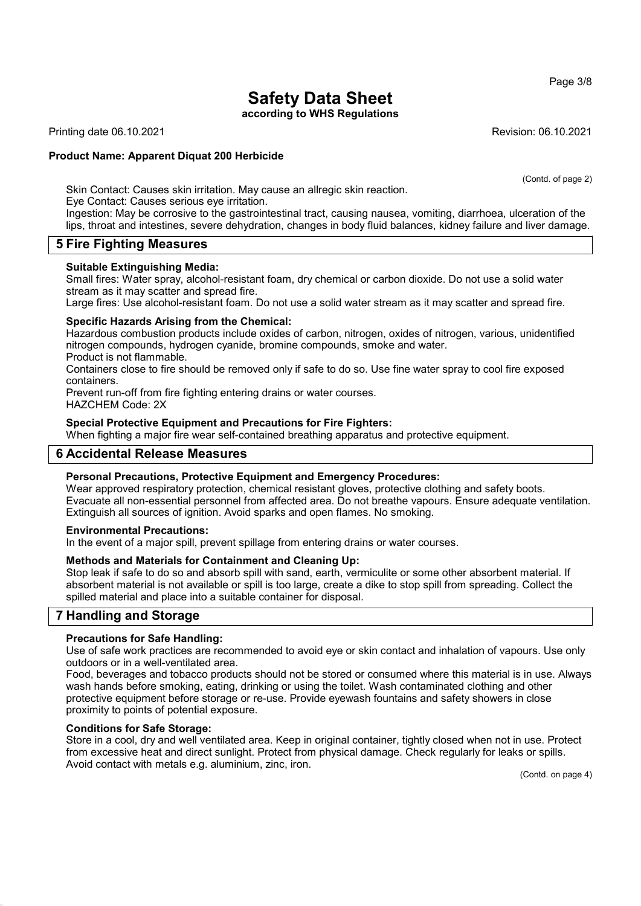(Contd. of page 2)

Skin Contact: Causes skin irritation. May cause an allregic skin reaction.
Eye Contact: Causes serious eye irritation.
Ingestion: May be corrosive to the gastrointestinal tract, causing nausea, vomiting, diarrhoea, ulceration of the lips, throat and intestines, severe dehydration, changes in body fluid balances, kidney failure and liver damage.

## 5 Fire Fighting Measures

**Suitable Extinguishing Media:**
Small fires: Water spray, alcohol-resistant foam, dry chemical or carbon dioxide. Do not use a solid water stream as it may scatter and spread fire.
Large fires: Use alcohol-resistant foam. Do not use a solid water stream as it may scatter and spread fire.

**Specific Hazards Arising from the Chemical:**
Hazardous combustion products include oxides of carbon, nitrogen, oxides of nitrogen, various, unidentified nitrogen compounds, hydrogen cyanide, bromine compounds, smoke and water.
Product is not flammable.
Containers close to fire should be removed only if safe to do so. Use fine water spray to cool fire exposed containers.
Prevent run-off from fire fighting entering drains or water courses.
HAZCHEM Code: 2X

**Special Protective Equipment and Precautions for Fire Fighters:**
When fighting a major fire wear self-contained breathing apparatus and protective equipment.

## 6 Accidental Release Measures

**Personal Precautions, Protective Equipment and Emergency Procedures:**
Wear approved respiratory protection, chemical resistant gloves, protective clothing and safety boots. Evacuate all non-essential personnel from affected area. Do not breathe vapours. Ensure adequate ventilation. Extinguish all sources of ignition. Avoid sparks and open flames. No smoking.

**Environmental Precautions:**
In the event of a major spill, prevent spillage from entering drains or water courses.

**Methods and Materials for Containment and Cleaning Up:**
Stop leak if safe to do so and absorb spill with sand, earth, vermiculite or some other absorbent material. If absorbent material is not available or spill is too large, create a dike to stop spill from spreading. Collect the spilled material and place into a suitable container for disposal.

## 7 Handling and Storage

**Precautions for Safe Handling:**
Use of safe work practices are recommended to avoid eye or skin contact and inhalation of vapours. Use only outdoors or in a well-ventilated area.
Food, beverages and tobacco products should not be stored or consumed where this material is in use. Always wash hands before smoking, eating, drinking or using the toilet. Wash contaminated clothing and other protective equipment before storage or re-use. Provide eyewash fountains and safety showers in close proximity to points of potential exposure.

**Conditions for Safe Storage:**
Store in a cool, dry and well ventilated area. Keep in original container, tightly closed when not in use. Protect from excessive heat and direct sunlight. Protect from physical damage. Check regularly for leaks or spills. Avoid contact with metals e.g. aluminium, zinc, iron.

(Contd. on page 4)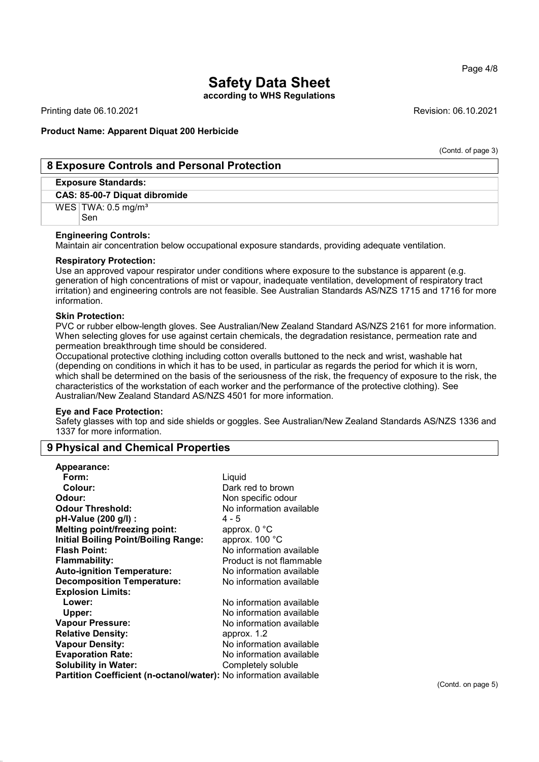# Safety Data Sheet

**according to WHS Regulations**

Printing date 06.10.2021 Revision: 06.10.2021

**Product Name: Apparent Diquat 200 Herbicide**

(Contd. of page 3)

## 8 Exposure Controls and Personal Protection

**Exposure Standards:**

| CAS: 85-00-7 Diquat dibromide | |
|---|---|
| WES | TWA: 0.5 mg/m³<br>Sen |

**Engineering Controls:**
Maintain air concentration below occupational exposure standards, providing adequate ventilation.

**Respiratory Protection:**
Use an approved vapour respirator under conditions where exposure to the substance is apparent (e.g. generation of high concentrations of mist or vapour, inadequate ventilation, development of respiratory tract irritation) and engineering controls are not feasible. See Australian Standards AS/NZS 1715 and 1716 for more information.

**Skin Protection:**
PVC or rubber elbow-length gloves. See Australian/New Zealand Standard AS/NZS 2161 for more information. When selecting gloves for use against certain chemicals, the degradation resistance, permeation rate and permeation breakthrough time should be considered.
Occupational protective clothing including cotton overalls buttoned to the neck and wrist, washable hat (depending on conditions in which it has to be used, in particular as regards the period for which it is worn, which shall be determined on the basis of the seriousness of the risk, the frequency of exposure to the risk, the characteristics of the workstation of each worker and the performance of the protective clothing). See Australian/New Zealand Standard AS/NZS 4501 for more information.

**Eye and Face Protection:**
Safety glasses with top and side shields or goggles. See Australian/New Zealand Standards AS/NZS 1336 and 1337 for more information.

## 9 Physical and Chemical Properties

| Property | Value |
|---|---|
| **Appearance:** | |
| **Form:** | Liquid |
| **Colour:** | Dark red to brown |
| **Odour:** | Non specific odour |
| **Odour Threshold:** | No information available |
| **pH-Value (200 g/l) :** | 4 - 5 |
| **Melting point/freezing point:** | approx. 0 °C |
| **Initial Boiling Point/Boiling Range:** | approx. 100 °C |
| **Flash Point:** | No information available |
| **Flammability:** | Product is not flammable |
| **Auto-ignition Temperature:** | No information available |
| **Decomposition Temperature:** | No information available |
| **Explosion Limits:** | |
| **Lower:** | No information available |
| **Upper:** | No information available |
| **Vapour Pressure:** | No information available |
| **Relative Density:** | approx. 1.2 |
| **Vapour Density:** | No information available |
| **Evaporation Rate:** | No information available |
| **Solubility in Water:** | Completely soluble |
| **Partition Coefficient (n-octanol/water):** | No information available |

(Contd. on page 5)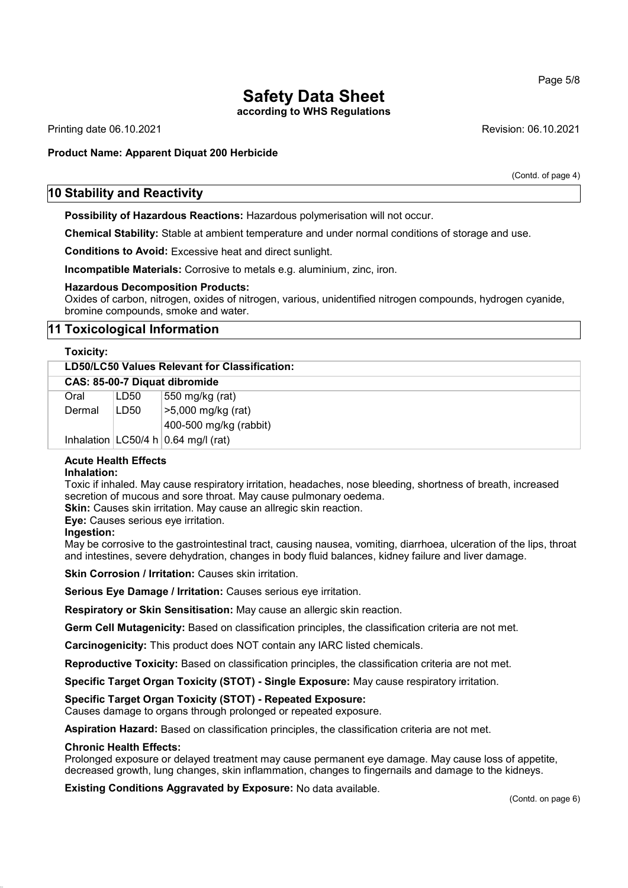# Safety Data Sheet

**according to WHS Regulations**

Printing date 06.10.2021 Revision: 06.10.2021

**Product Name: Apparent Diquat 200 Herbicide**

(Contd. of page 4)

## 10 Stability and Reactivity

**Possibility of Hazardous Reactions:** Hazardous polymerisation will not occur.

**Chemical Stability:** Stable at ambient temperature and under normal conditions of storage and use.

**Conditions to Avoid:** Excessive heat and direct sunlight.

**Incompatible Materials:** Corrosive to metals e.g. aluminium, zinc, iron.

**Hazardous Decomposition Products:**
Oxides of carbon, nitrogen, oxides of nitrogen, various, unidentified nitrogen compounds, hydrogen cyanide, bromine compounds, smoke and water.

## 11 Toxicological Information

**Toxicity:**

| **LD50/LC50 Values Relevant for Classification:** | | |
|---|---|---|
| **CAS: 85-00-7 Diquat dibromide** | | |
| Oral | LD50 | 550 mg/kg (rat) |
| Dermal | LD50 | >5,000 mg/kg (rat) |
| | | 400-500 mg/kg (rabbit) |
| Inhalation | LC50/4 h | 0.64 mg/l (rat) |

**Acute Health Effects**

**Inhalation:**
Toxic if inhaled. May cause respiratory irritation, headaches, nose bleeding, shortness of breath, increased secretion of mucous and sore throat. May cause pulmonary oedema.

**Skin:** Causes skin irritation. May cause an allregic skin reaction.

**Eye:** Causes serious eye irritation.

**Ingestion:**
May be corrosive to the gastrointestinal tract, causing nausea, vomiting, diarrhoea, ulceration of the lips, throat and intestines, severe dehydration, changes in body fluid balances, kidney failure and liver damage.

**Skin Corrosion / Irritation:** Causes skin irritation.

**Serious Eye Damage / Irritation:** Causes serious eye irritation.

**Respiratory or Skin Sensitisation:** May cause an allergic skin reaction.

**Germ Cell Mutagenicity:** Based on classification principles, the classification criteria are not met.

**Carcinogenicity:** This product does NOT contain any IARC listed chemicals.

**Reproductive Toxicity:** Based on classification principles, the classification criteria are not met.

**Specific Target Organ Toxicity (STOT) - Single Exposure:** May cause respiratory irritation.

**Specific Target Organ Toxicity (STOT) - Repeated Exposure:**
Causes damage to organs through prolonged or repeated exposure.

**Aspiration Hazard:** Based on classification principles, the classification criteria are not met.

**Chronic Health Effects:**
Prolonged exposure or delayed treatment may cause permanent eye damage. May cause loss of appetite, decreased growth, lung changes, skin inflammation, changes to fingernails and damage to the kidneys.

**Existing Conditions Aggravated by Exposure:** No data available.

(Contd. on page 6)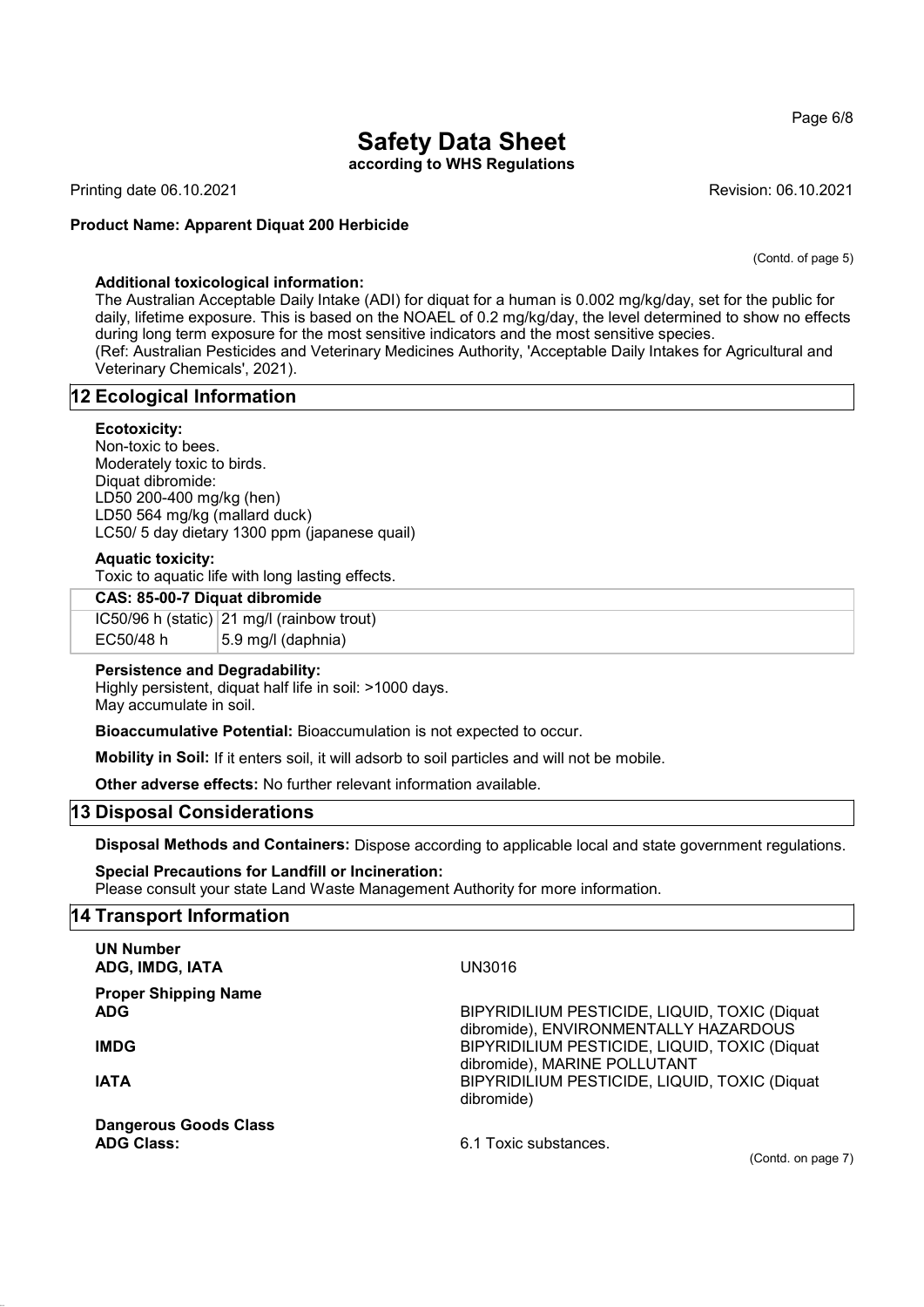# Safety Data Sheet

**according to WHS Regulations**

Printing date 06.10.2021 Revision: 06.10.2021

**Product Name: Apparent Diquat 200 Herbicide**

(Contd. of page 5)

**Additional toxicological information:**

The Australian Acceptable Daily Intake (ADI) for diquat for a human is 0.002 mg/kg/day, set for the public for daily, lifetime exposure. This is based on the NOAEL of 0.2 mg/kg/day, the level determined to show no effects during long term exposure for the most sensitive indicators and the most sensitive species.
(Ref: Australian Pesticides and Veterinary Medicines Authority, 'Acceptable Daily Intakes for Agricultural and Veterinary Chemicals', 2021).

## 12 Ecological Information

**Ecotoxicity:**

Non-toxic to bees.
Moderately toxic to birds.
Diquat dibromide:
LD50 200-400 mg/kg (hen)
LD50 564 mg/kg (mallard duck)
LC50/ 5 day dietary 1300 ppm (japanese quail)

**Aquatic toxicity:**

Toxic to aquatic life with long lasting effects.

| CAS: 85-00-7 Diquat dibromide | |
|---|---|
| IC50/96 h (static) | 21 mg/l (rainbow trout) |
| EC50/48 h | 5.9 mg/l (daphnia) |

**Persistence and Degradability:**

Highly persistent, diquat half life in soil: >1000 days.
May accumulate in soil.

**Bioaccumulative Potential:** Bioaccumulation is not expected to occur.

**Mobility in Soil:** If it enters soil, it will adsorb to soil particles and will not be mobile.

**Other adverse effects:** No further relevant information available.

## 13 Disposal Considerations

**Disposal Methods and Containers:** Dispose according to applicable local and state government regulations.

**Special Precautions for Landfill or Incineration:**

Please consult your state Land Waste Management Authority for more information.

## 14 Transport Information

**UN Number**

**ADG, IMDG, IATA** UN3016

**Proper Shipping Name**

**ADG** BIPYRIDILIUM PESTICIDE, LIQUID, TOXIC (Diquat dibromide), ENVIRONMENTALLY HAZARDOUS

**IMDG** BIPYRIDILIUM PESTICIDE, LIQUID, TOXIC (Diquat dibromide), MARINE POLLUTANT

**IATA** BIPYRIDILIUM PESTICIDE, LIQUID, TOXIC (Diquat dibromide)

**Dangerous Goods Class**

**ADG Class:** 6.1 Toxic substances.

(Contd. on page 7)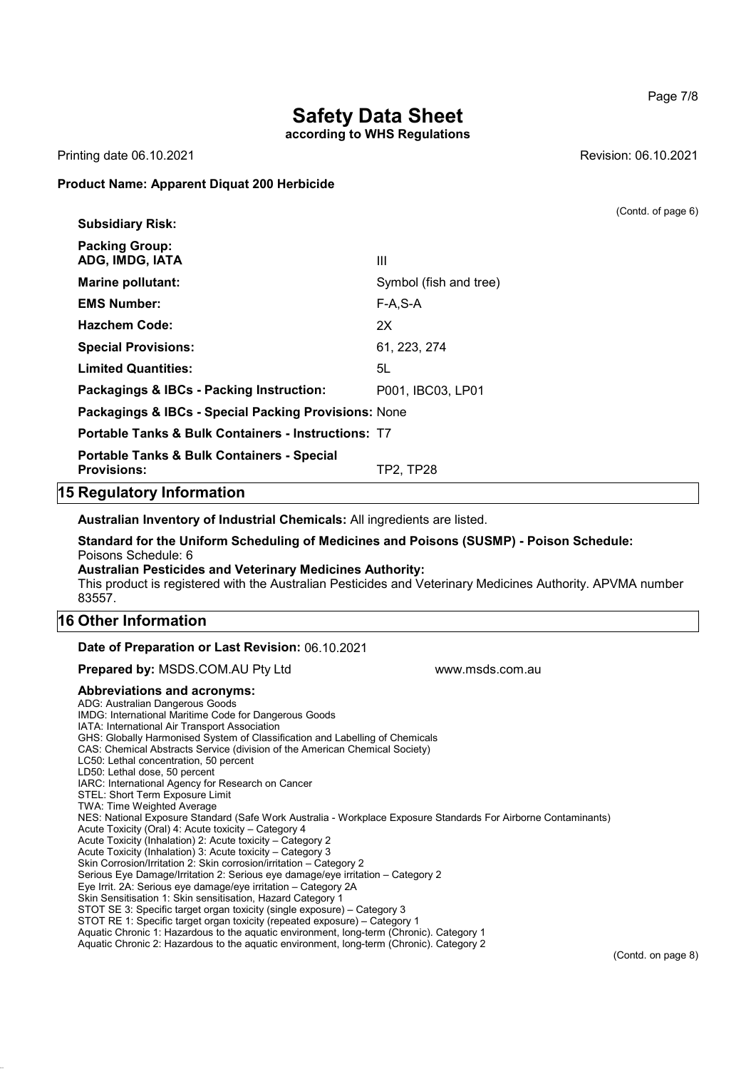# Safety Data Sheet

**according to WHS Regulations**

Printing date 06.10.2021 Revision: 06.10.2021

**Product Name: Apparent Diquat 200 Herbicide**

(Contd. of page 6)

**Subsidiary Risk:**

| | |
|---|---|
| **Packing Group: ADG, IMDG, IATA** | III |
| **Marine pollutant:** | Symbol (fish and tree) |
| **EMS Number:** | F-A,S-A |
| **Hazchem Code:** | 2X |
| **Special Provisions:** | 61, 223, 274 |
| **Limited Quantities:** | 5L |
| **Packagings & IBCs - Packing Instruction:** | P001, IBC03, LP01 |
| **Packagings & IBCs - Special Packing Provisions:** | None |
| **Portable Tanks & Bulk Containers - Instructions:** | T7 |
| **Portable Tanks & Bulk Containers - Special Provisions:** | TP2, TP28 |

## 15 Regulatory Information

**Australian Inventory of Industrial Chemicals:** All ingredients are listed.

**Standard for the Uniform Scheduling of Medicines and Poisons (SUSMP) - Poison Schedule:**
Poisons Schedule: 6

**Australian Pesticides and Veterinary Medicines Authority:**
This product is registered with the Australian Pesticides and Veterinary Medicines Authority. APVMA number 83557.

## 16 Other Information

**Date of Preparation or Last Revision:** 06.10.2021

**Prepared by:** MSDS.COM.AU Pty Ltd www.msds.com.au

**Abbreviations and acronyms:**

ADG: Australian Dangerous Goods
IMDG: International Maritime Code for Dangerous Goods
IATA: International Air Transport Association
GHS: Globally Harmonised System of Classification and Labelling of Chemicals
CAS: Chemical Abstracts Service (division of the American Chemical Society)
LC50: Lethal concentration, 50 percent
LD50: Lethal dose, 50 percent
IARC: International Agency for Research on Cancer
STEL: Short Term Exposure Limit
TWA: Time Weighted Average
NES: National Exposure Standard (Safe Work Australia - Workplace Exposure Standards For Airborne Contaminants)
Acute Toxicity (Oral) 4: Acute toxicity – Category 4
Acute Toxicity (Inhalation) 2: Acute toxicity – Category 2
Acute Toxicity (Inhalation) 3: Acute toxicity – Category 3
Skin Corrosion/Irritation 2: Skin corrosion/irritation – Category 2
Serious Eye Damage/Irritation 2: Serious eye damage/eye irritation – Category 2
Eye Irrit. 2A: Serious eye damage/eye irritation – Category 2A
Skin Sensitisation 1: Skin sensitisation, Hazard Category 1
STOT SE 3: Specific target organ toxicity (single exposure) – Category 3
STOT RE 1: Specific target organ toxicity (repeated exposure) – Category 1
Aquatic Chronic 1: Hazardous to the aquatic environment, long-term (Chronic). Category 1
Aquatic Chronic 2: Hazardous to the aquatic environment, long-term (Chronic). Category 2

(Contd. on page 8)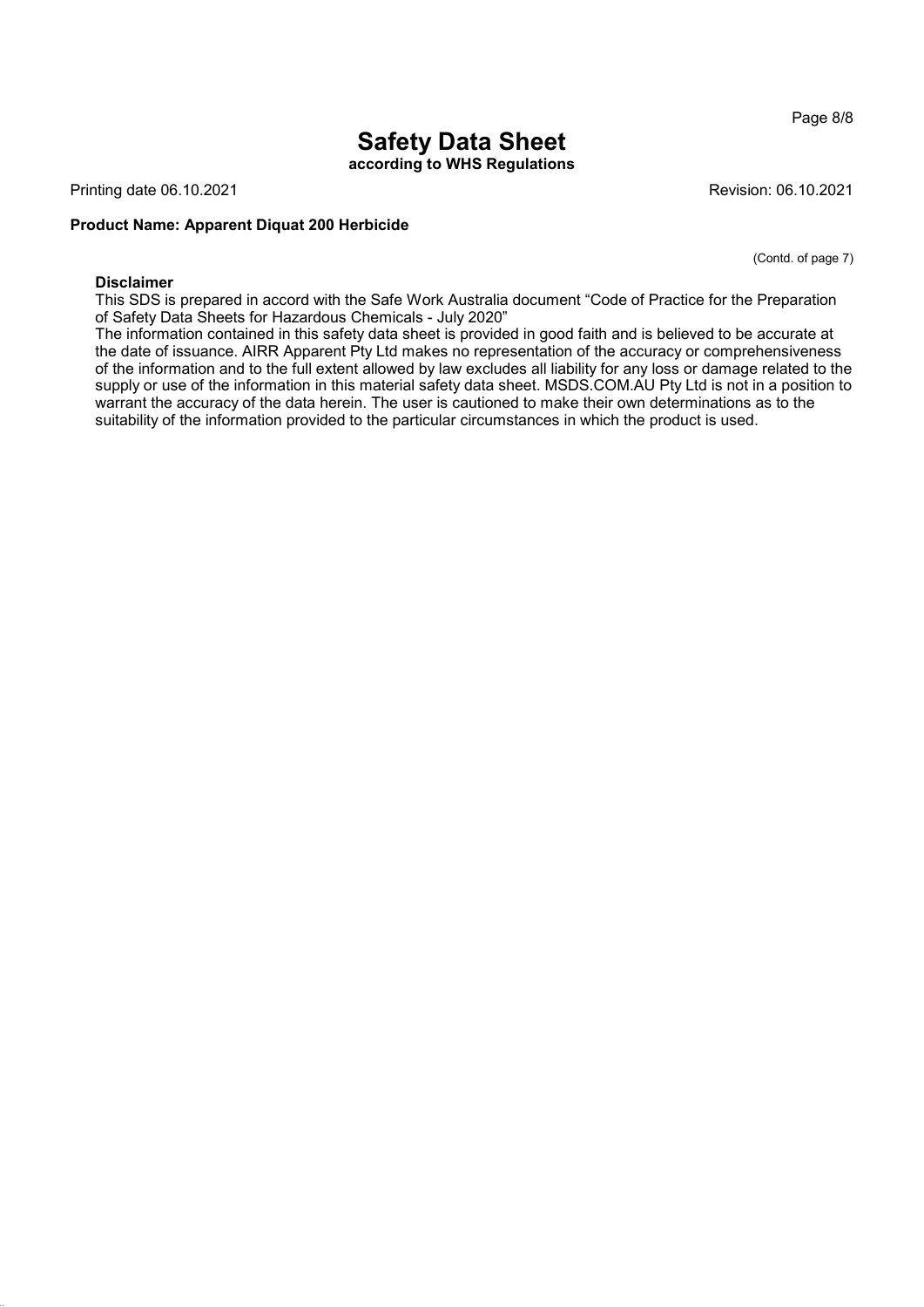### Disclaimer

This SDS is prepared in accord with the Safe Work Australia document "Code of Practice for the Preparation of Safety Data Sheets for Hazardous Chemicals - July 2020"

The information contained in this safety data sheet is provided in good faith and is believed to be accurate at the date of issuance. AIRR Apparent Pty Ltd makes no representation of the accuracy or comprehensiveness of the information and to the full extent allowed by law excludes all liability for any loss or damage related to the supply or use of the information in this material safety data sheet. MSDS.COM.AU Pty Ltd is not in a position to warrant the accuracy of the data herein. The user is cautioned to make their own determinations as to the suitability of the information provided to the particular circumstances in which the product is used.